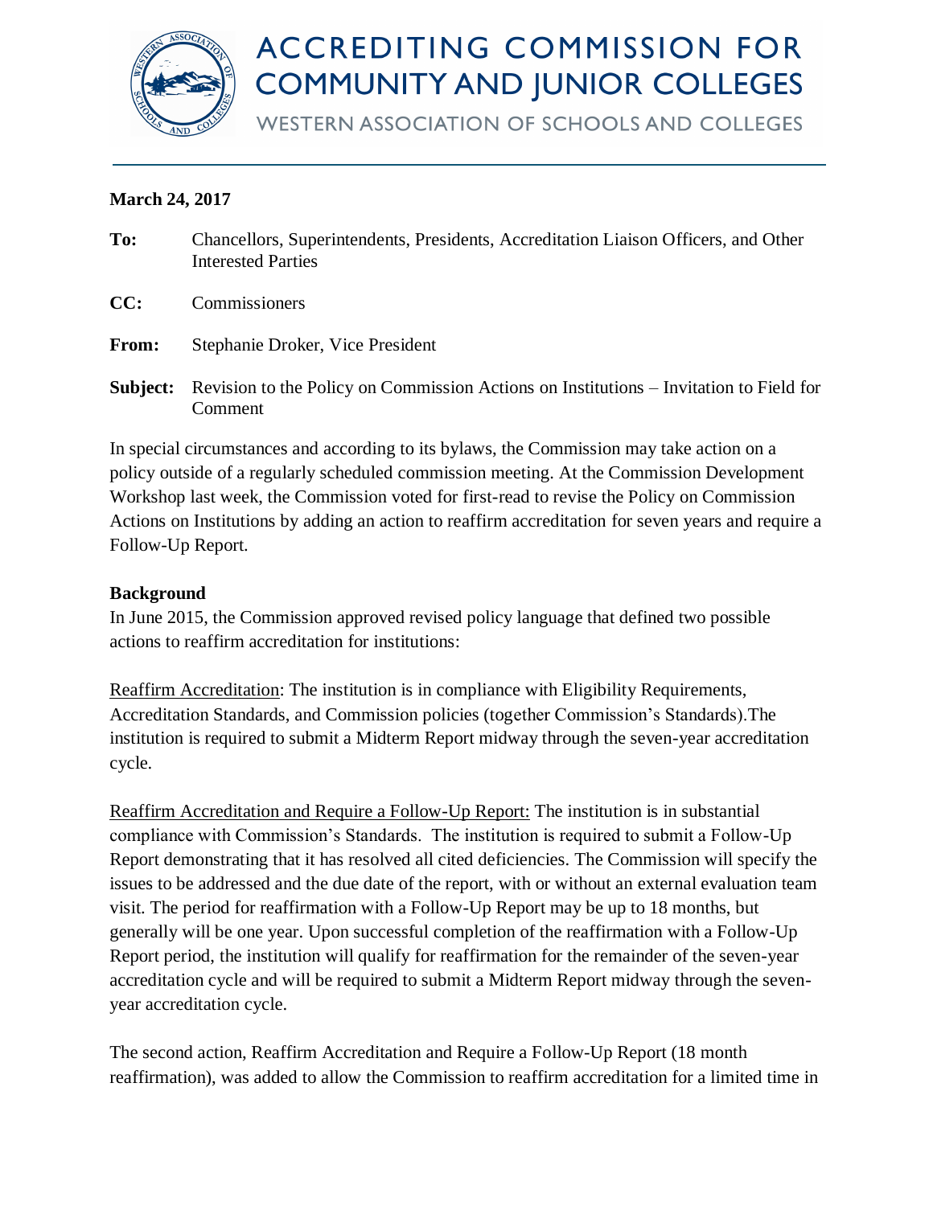# ACCREDITING COMMISSION FOR COMMUNITY AND JUNIOR COLLEGES

WESTERN ASSOCIATION OF SCHOOLS AND COLLEGES

**March 24, 2017**

**To:** Chancellors, Superintendents, Presidents, Accreditation Liaison Officers, and Other Interested Parties

**CC:** Commissioners

**From:** Stephanie Droker, Vice President

**Subject:** Revision to the Policy on Commission Actions on Institutions – Invitation to Field for Comment

In special circumstances and according to its bylaws, the Commission may take action on a policy outside of a regularly scheduled commission meeting. At the Commission Development Workshop last week, the Commission voted for first-read to revise the Policy on Commission Actions on Institutions by adding an action to reaffirm accreditation for seven years and require a Follow-Up Report.

**Background**

In June 2015, the Commission approved revised policy language that defined two possible actions to reaffirm accreditation for institutions:

<u>Reaffirm Accreditation</u>: The institution is in compliance with Eligibility Requirements, Accreditation Standards, and Commission policies (together Commission's Standards).The institution is required to submit a Midterm Report midway through the seven-year accreditation cycle.

<u>Reaffirm Accreditation and Require a Follow-Up Report:</u> The institution is in substantial compliance with Commission's Standards. The institution is required to submit a Follow-Up Report demonstrating that it has resolved all cited deficiencies. The Commission will specify the issues to be addressed and the due date of the report, with or without an external evaluation team visit. The period for reaffirmation with a Follow-Up Report may be up to 18 months, but generally will be one year. Upon successful completion of the reaffirmation with a Follow-Up Report period, the institution will qualify for reaffirmation for the remainder of the seven-year accreditation cycle and will be required to submit a Midterm Report midway through the seven-year accreditation cycle.

The second action, Reaffirm Accreditation and Require a Follow-Up Report (18 month reaffirmation), was added to allow the Commission to reaffirm accreditation for a limited time in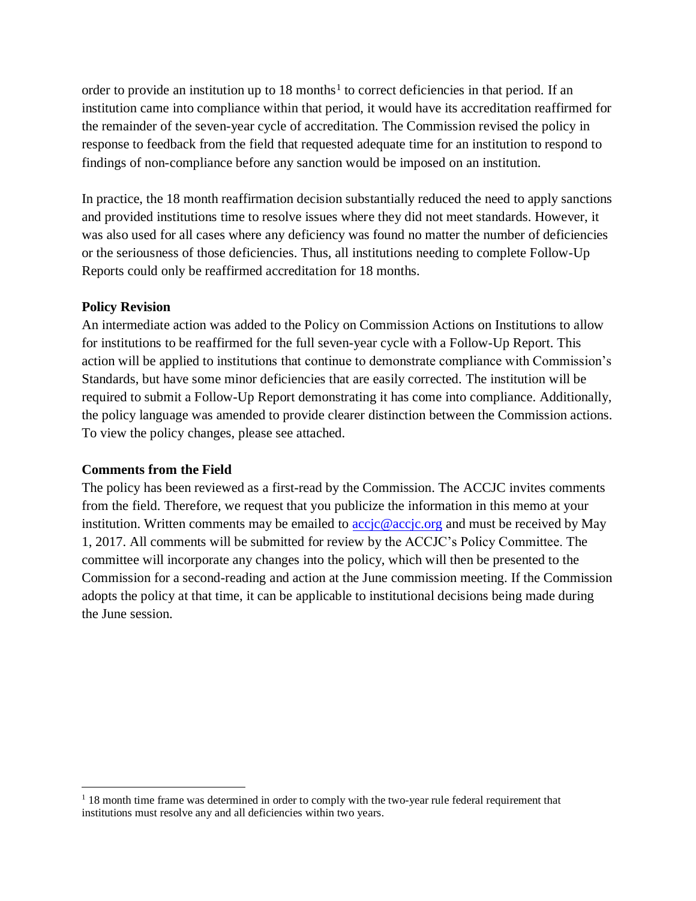order to provide an institution up to 18 months[1] to correct deficiencies in that period. If an institution came into compliance within that period, it would have its accreditation reaffirmed for the remainder of the seven-year cycle of accreditation. The Commission revised the policy in response to feedback from the field that requested adequate time for an institution to respond to findings of non-compliance before any sanction would be imposed on an institution.

In practice, the 18 month reaffirmation decision substantially reduced the need to apply sanctions and provided institutions time to resolve issues where they did not meet standards. However, it was also used for all cases where any deficiency was found no matter the number of deficiencies or the seriousness of those deficiencies. Thus, all institutions needing to complete Follow-Up Reports could only be reaffirmed accreditation for 18 months.

**Policy Revision**

An intermediate action was added to the Policy on Commission Actions on Institutions to allow for institutions to be reaffirmed for the full seven-year cycle with a Follow-Up Report. This action will be applied to institutions that continue to demonstrate compliance with Commission's Standards, but have some minor deficiencies that are easily corrected. The institution will be required to submit a Follow-Up Report demonstrating it has come into compliance. Additionally, the policy language was amended to provide clearer distinction between the Commission actions. To view the policy changes, please see attached.

**Comments from the Field**

The policy has been reviewed as a first-read by the Commission. The ACCJC invites comments from the field. Therefore, we request that you publicize the information in this memo at your institution. Written comments may be emailed to accjc@accjc.org and must be received by May 1, 2017. All comments will be submitted for review by the ACCJC's Policy Committee. The committee will incorporate any changes into the policy, which will then be presented to the Commission for a second-reading and action at the June commission meeting. If the Commission adopts the policy at that time, it can be applicable to institutional decisions being made during the June session.

---

[1] 18 month time frame was determined in order to comply with the two-year rule federal requirement that institutions must resolve any and all deficiencies within two years.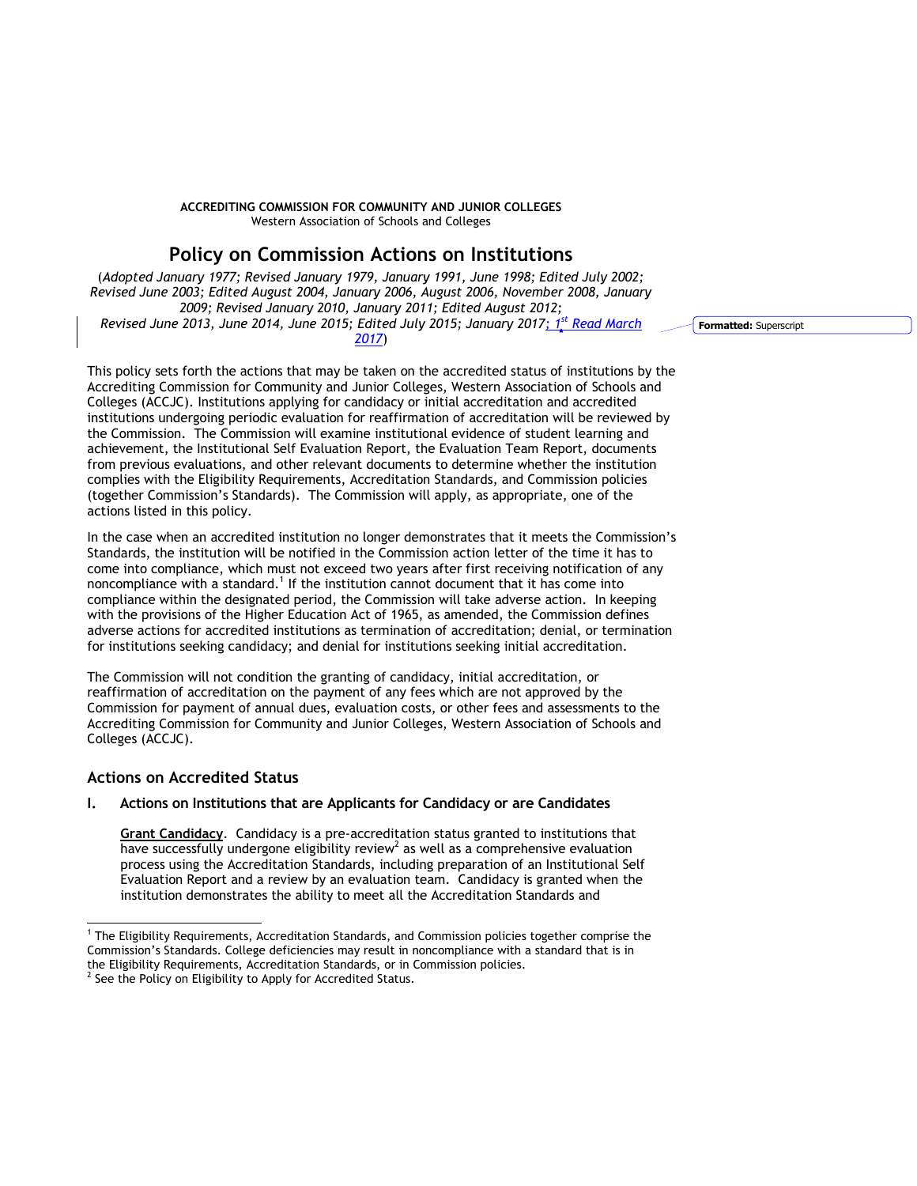**ACCREDITING COMMISSION FOR COMMUNITY AND JUNIOR COLLEGES**
Western Association of Schools and Colleges

# Policy on Commission Actions on Institutions

(*Adopted January 1977; Revised January 1979, January 1991, June 1998; Edited July 2002; Revised June 2003; Edited August 2004, January 2006, August 2006, November 2008, January 2009; Revised January 2010, January 2011; Edited August 2012; Revised June 2013, June 2014, June 2015; Edited July 2015; January 2017; 1st Read March 2017*)

This policy sets forth the actions that may be taken on the accredited status of institutions by the Accrediting Commission for Community and Junior Colleges, Western Association of Schools and Colleges (ACCJC). Institutions applying for candidacy or initial accreditation and accredited institutions undergoing periodic evaluation for reaffirmation of accreditation will be reviewed by the Commission. The Commission will examine institutional evidence of student learning and achievement, the Institutional Self Evaluation Report, the Evaluation Team Report, documents from previous evaluations, and other relevant documents to determine whether the institution complies with the Eligibility Requirements, Accreditation Standards, and Commission policies (together Commission's Standards). The Commission will apply, as appropriate, one of the actions listed in this policy.

In the case when an accredited institution no longer demonstrates that it meets the Commission's Standards, the institution will be notified in the Commission action letter of the time it has to come into compliance, which must not exceed two years after first receiving notification of any noncompliance with a standard.[1] If the institution cannot document that it has come into compliance within the designated period, the Commission will take adverse action. In keeping with the provisions of the Higher Education Act of 1965, as amended, the Commission defines adverse actions for accredited institutions as termination of accreditation; denial, or termination for institutions seeking candidacy; and denial for institutions seeking initial accreditation.

The Commission will not condition the granting of candidacy, initial accreditation, or reaffirmation of accreditation on the payment of any fees which are not approved by the Commission for payment of annual dues, evaluation costs, or other fees and assessments to the Accrediting Commission for Community and Junior Colleges, Western Association of Schools and Colleges (ACCJC).

## Actions on Accredited Status

### I. Actions on Institutions that are Applicants for Candidacy or are Candidates

**Grant Candidacy**. Candidacy is a pre-accreditation status granted to institutions that have successfully undergone eligibility review[2] as well as a comprehensive evaluation process using the Accreditation Standards, including preparation of an Institutional Self Evaluation Report and a review by an evaluation team. Candidacy is granted when the institution demonstrates the ability to meet all the Accreditation Standards and

---

[1] The Eligibility Requirements, Accreditation Standards, and Commission policies together comprise the Commission's Standards. College deficiencies may result in noncompliance with a standard that is in the Eligibility Requirements, Accreditation Standards, or in Commission policies.

[2] See the Policy on Eligibility to Apply for Accredited Status.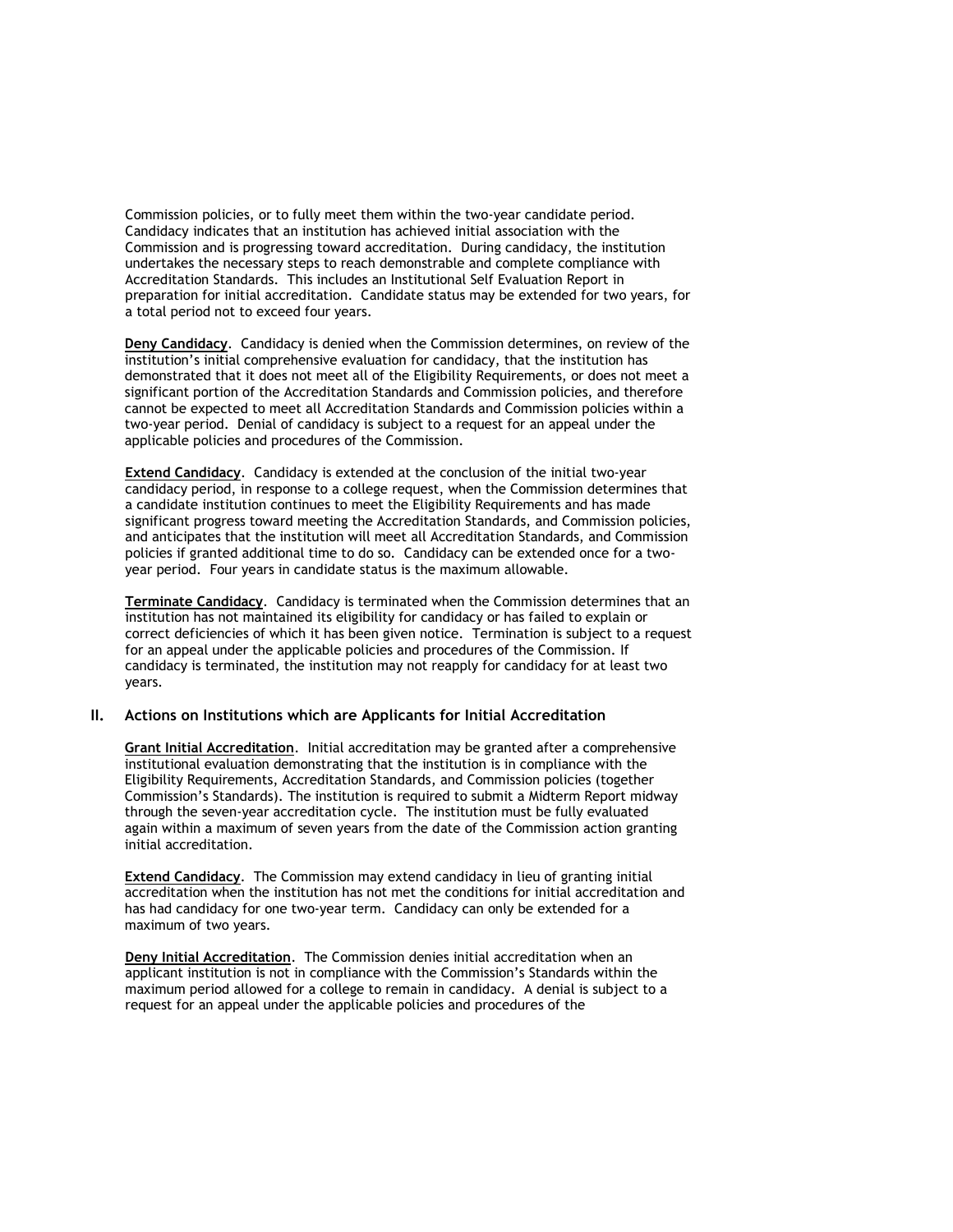Commission policies, or to fully meet them within the two-year candidate period. Candidacy indicates that an institution has achieved initial association with the Commission and is progressing toward accreditation. During candidacy, the institution undertakes the necessary steps to reach demonstrable and complete compliance with Accreditation Standards. This includes an Institutional Self Evaluation Report in preparation for initial accreditation. Candidate status may be extended for two years, for a total period not to exceed four years.

**Deny Candidacy**. Candidacy is denied when the Commission determines, on review of the institution's initial comprehensive evaluation for candidacy, that the institution has demonstrated that it does not meet all of the Eligibility Requirements, or does not meet a significant portion of the Accreditation Standards and Commission policies, and therefore cannot be expected to meet all Accreditation Standards and Commission policies within a two-year period. Denial of candidacy is subject to a request for an appeal under the applicable policies and procedures of the Commission.

**Extend Candidacy**. Candidacy is extended at the conclusion of the initial two-year candidacy period, in response to a college request, when the Commission determines that a candidate institution continues to meet the Eligibility Requirements and has made significant progress toward meeting the Accreditation Standards, and Commission policies, and anticipates that the institution will meet all Accreditation Standards, and Commission policies if granted additional time to do so. Candidacy can be extended once for a two-year period. Four years in candidate status is the maximum allowable.

**Terminate Candidacy**. Candidacy is terminated when the Commission determines that an institution has not maintained its eligibility for candidacy or has failed to explain or correct deficiencies of which it has been given notice. Termination is subject to a request for an appeal under the applicable policies and procedures of the Commission. If candidacy is terminated, the institution may not reapply for candidacy for at least two years.

## II. Actions on Institutions which are Applicants for Initial Accreditation

**Grant Initial Accreditation**. Initial accreditation may be granted after a comprehensive institutional evaluation demonstrating that the institution is in compliance with the Eligibility Requirements, Accreditation Standards, and Commission policies (together Commission's Standards). The institution is required to submit a Midterm Report midway through the seven-year accreditation cycle. The institution must be fully evaluated again within a maximum of seven years from the date of the Commission action granting initial accreditation.

**Extend Candidacy**. The Commission may extend candidacy in lieu of granting initial accreditation when the institution has not met the conditions for initial accreditation and has had candidacy for one two-year term. Candidacy can only be extended for a maximum of two years.

**Deny Initial Accreditation**. The Commission denies initial accreditation when an applicant institution is not in compliance with the Commission's Standards within the maximum period allowed for a college to remain in candidacy. A denial is subject to a request for an appeal under the applicable policies and procedures of the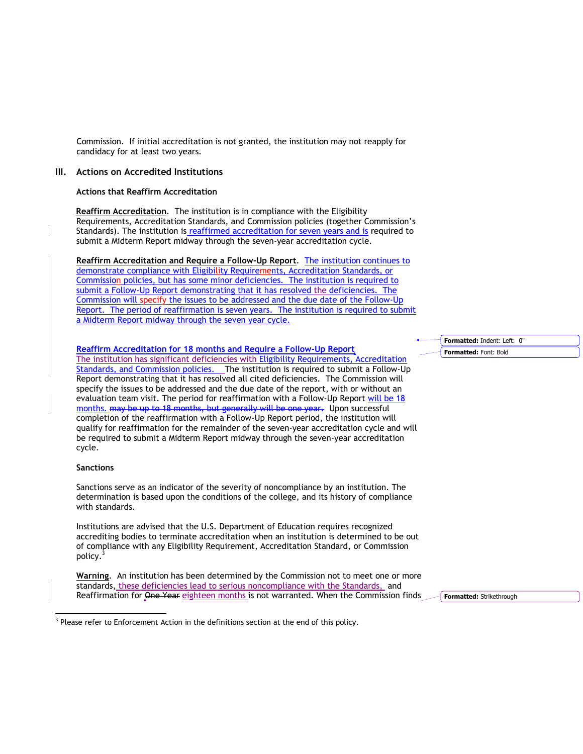Commission. If initial accreditation is not granted, the institution may not reapply for candidacy for at least two years.

## III. Actions on Accredited Institutions

### Actions that Reaffirm Accreditation

**Reaffirm Accreditation**. The institution is in compliance with the Eligibility Requirements, Accreditation Standards, and Commission policies (together Commission's Standards). The institution is reaffirmed accreditation for seven years and is required to submit a Midterm Report midway through the seven-year accreditation cycle.

**Reaffirm Accreditation and Require a Follow-Up Report**. The institution continues to demonstrate compliance with Eligibility Requirements, Accreditation Standards, or Commission policies, but has some minor deficiencies. The institution is required to submit a Follow-Up Report demonstrating that it has resolved the deficiencies. The Commission will specify the issues to be addressed and the due date of the Follow-Up Report. The period of reaffirmation is seven years. The institution is required to submit a Midterm Report midway through the seven year cycle.

**Reaffirm Accreditation for 18 months and Require a Follow-Up Report**
The institution has significant deficiencies with Eligibility Requirements, Accreditation Standards, and Commission policies. The institution is required to submit a Follow-Up Report demonstrating that it has resolved all cited deficiencies. The Commission will specify the issues to be addressed and the due date of the report, with or without an evaluation team visit. The period for reaffirmation with a Follow-Up Report will be 18 months. ~~may be up to 18 months, but generally will be one year.~~ Upon successful completion of the reaffirmation with a Follow-Up Report period, the institution will qualify for reaffirmation for the remainder of the seven-year accreditation cycle and will be required to submit a Midterm Report midway through the seven-year accreditation cycle.

Formatted: Indent: Left: 0"

Formatted: Font: Bold

### Sanctions

Sanctions serve as an indicator of the severity of noncompliance by an institution. The determination is based upon the conditions of the college, and its history of compliance with standards.

Institutions are advised that the U.S. Department of Education requires recognized accrediting bodies to terminate accreditation when an institution is determined to be out of compliance with any Eligibility Requirement, Accreditation Standard, or Commission policy.[3]

**Warning**. An institution has been determined by the Commission not to meet one or more standards, these deficiencies lead to serious noncompliance with the Standards, and Reaffirmation for ~~One Year~~ eighteen months is not warranted. When the Commission finds

Formatted: Strikethrough

[3] Please refer to Enforcement Action in the definitions section at the end of this policy.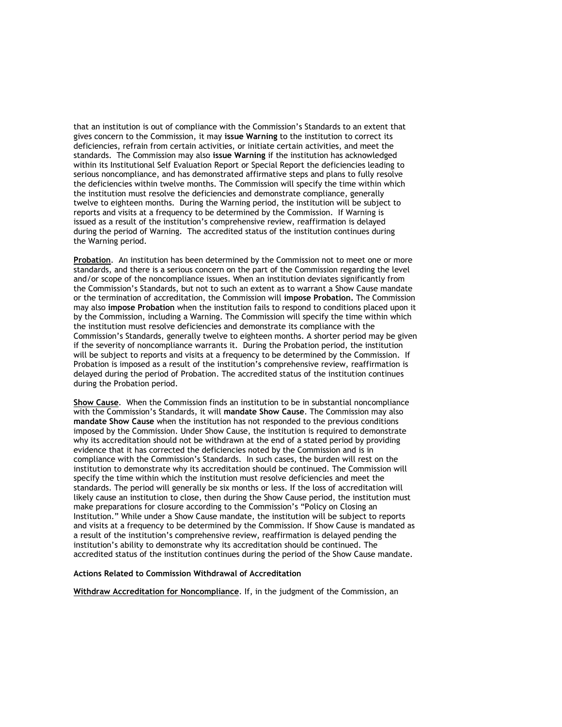that an institution is out of compliance with the Commission's Standards to an extent that gives concern to the Commission, it may **issue Warning** to the institution to correct its deficiencies, refrain from certain activities, or initiate certain activities, and meet the standards. The Commission may also **issue Warning** if the institution has acknowledged within its Institutional Self Evaluation Report or Special Report the deficiencies leading to serious noncompliance, and has demonstrated affirmative steps and plans to fully resolve the deficiencies within twelve months. The Commission will specify the time within which the institution must resolve the deficiencies and demonstrate compliance, generally twelve to eighteen months. During the Warning period, the institution will be subject to reports and visits at a frequency to be determined by the Commission. If Warning is issued as a result of the institution's comprehensive review, reaffirmation is delayed during the period of Warning. The accredited status of the institution continues during the Warning period.

<u>**Probation**</u>. An institution has been determined by the Commission not to meet one or more standards, and there is a serious concern on the part of the Commission regarding the level and/or scope of the noncompliance issues. When an institution deviates significantly from the Commission's Standards, but not to such an extent as to warrant a Show Cause mandate or the termination of accreditation, the Commission will **impose Probation.** The Commission may also **impose Probation** when the institution fails to respond to conditions placed upon it by the Commission, including a Warning. The Commission will specify the time within which the institution must resolve deficiencies and demonstrate its compliance with the Commission's Standards, generally twelve to eighteen months. A shorter period may be given if the severity of noncompliance warrants it. During the Probation period, the institution will be subject to reports and visits at a frequency to be determined by the Commission. If Probation is imposed as a result of the institution's comprehensive review, reaffirmation is delayed during the period of Probation. The accredited status of the institution continues during the Probation period.

<u>**Show Cause**</u>. When the Commission finds an institution to be in substantial noncompliance with the Commission's Standards, it will **mandate Show Cause**. The Commission may also **mandate Show Cause** when the institution has not responded to the previous conditions imposed by the Commission. Under Show Cause, the institution is required to demonstrate why its accreditation should not be withdrawn at the end of a stated period by providing evidence that it has corrected the deficiencies noted by the Commission and is in compliance with the Commission's Standards. In such cases, the burden will rest on the institution to demonstrate why its accreditation should be continued. The Commission will specify the time within which the institution must resolve deficiencies and meet the standards. The period will generally be six months or less. If the loss of accreditation will likely cause an institution to close, then during the Show Cause period, the institution must make preparations for closure according to the Commission's "Policy on Closing an Institution." While under a Show Cause mandate, the institution will be subject to reports and visits at a frequency to be determined by the Commission. If Show Cause is mandated as a result of the institution's comprehensive review, reaffirmation is delayed pending the institution's ability to demonstrate why its accreditation should be continued. The accredited status of the institution continues during the period of the Show Cause mandate.

**Actions Related to Commission Withdrawal of Accreditation**

<u>**Withdraw Accreditation for Noncompliance**</u>. If, in the judgment of the Commission, an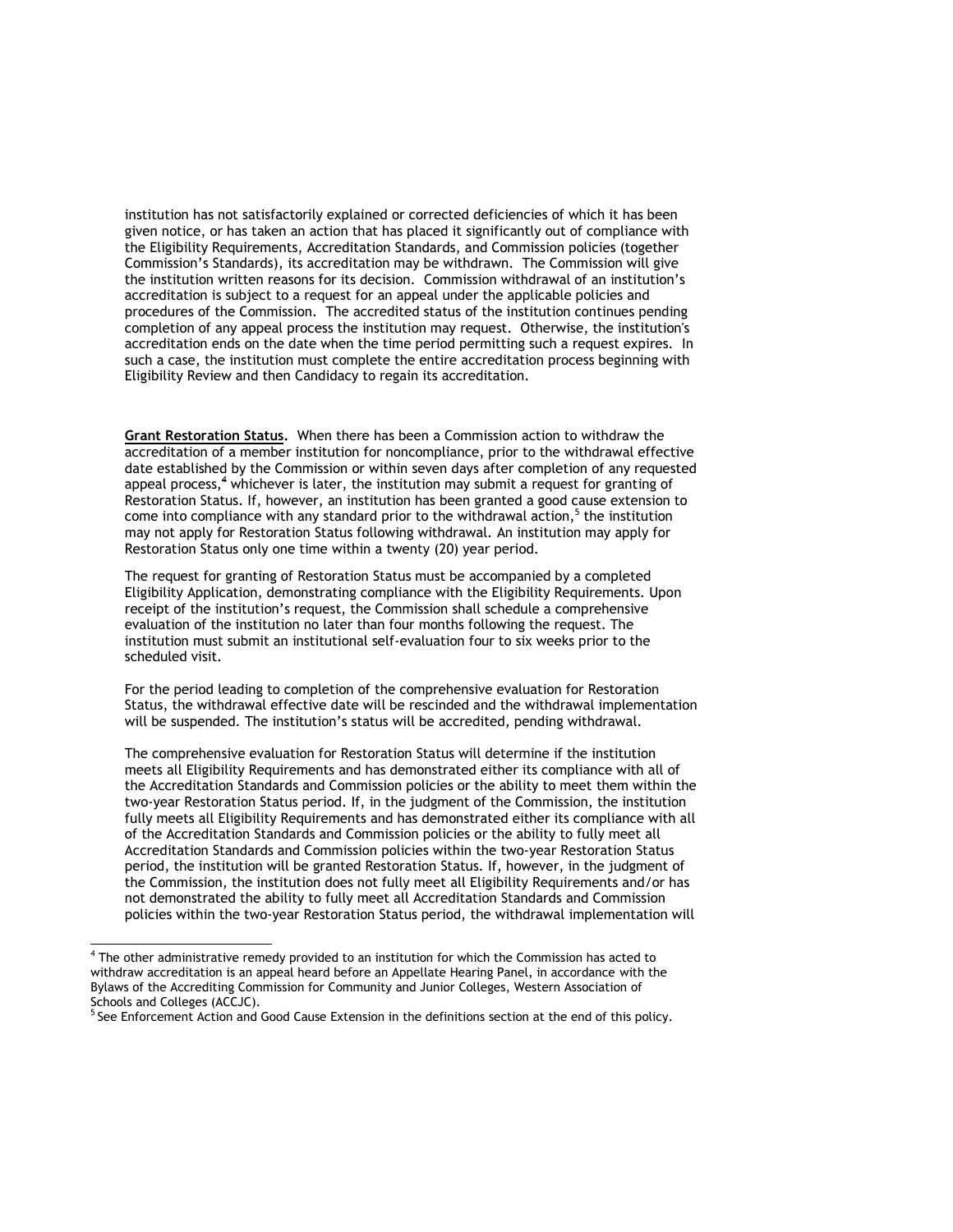institution has not satisfactorily explained or corrected deficiencies of which it has been given notice, or has taken an action that has placed it significantly out of compliance with the Eligibility Requirements, Accreditation Standards, and Commission policies (together Commission's Standards), its accreditation may be withdrawn. The Commission will give the institution written reasons for its decision. Commission withdrawal of an institution's accreditation is subject to a request for an appeal under the applicable policies and procedures of the Commission. The accredited status of the institution continues pending completion of any appeal process the institution may request. Otherwise, the institution's accreditation ends on the date when the time period permitting such a request expires. In such a case, the institution must complete the entire accreditation process beginning with Eligibility Review and then Candidacy to regain its accreditation.

**Grant Restoration Status.** When there has been a Commission action to withdraw the accreditation of a member institution for noncompliance, prior to the withdrawal effective date established by the Commission or within seven days after completion of any requested appeal process,[4] whichever is later, the institution may submit a request for granting of Restoration Status. If, however, an institution has been granted a good cause extension to come into compliance with any standard prior to the withdrawal action,[5] the institution may not apply for Restoration Status following withdrawal. An institution may apply for Restoration Status only one time within a twenty (20) year period.

The request for granting of Restoration Status must be accompanied by a completed Eligibility Application, demonstrating compliance with the Eligibility Requirements. Upon receipt of the institution's request, the Commission shall schedule a comprehensive evaluation of the institution no later than four months following the request. The institution must submit an institutional self-evaluation four to six weeks prior to the scheduled visit.

For the period leading to completion of the comprehensive evaluation for Restoration Status, the withdrawal effective date will be rescinded and the withdrawal implementation will be suspended. The institution's status will be accredited, pending withdrawal.

The comprehensive evaluation for Restoration Status will determine if the institution meets all Eligibility Requirements and has demonstrated either its compliance with all of the Accreditation Standards and Commission policies or the ability to meet them within the two-year Restoration Status period. If, in the judgment of the Commission, the institution fully meets all Eligibility Requirements and has demonstrated either its compliance with all of the Accreditation Standards and Commission policies or the ability to fully meet all Accreditation Standards and Commission policies within the two-year Restoration Status period, the institution will be granted Restoration Status. If, however, in the judgment of the Commission, the institution does not fully meet all Eligibility Requirements and/or has not demonstrated the ability to fully meet all Accreditation Standards and Commission policies within the two-year Restoration Status period, the withdrawal implementation will

---

[4] The other administrative remedy provided to an institution for which the Commission has acted to withdraw accreditation is an appeal heard before an Appellate Hearing Panel, in accordance with the Bylaws of the Accrediting Commission for Community and Junior Colleges, Western Association of Schools and Colleges (ACCJC).

[5] See Enforcement Action and Good Cause Extension in the definitions section at the end of this policy.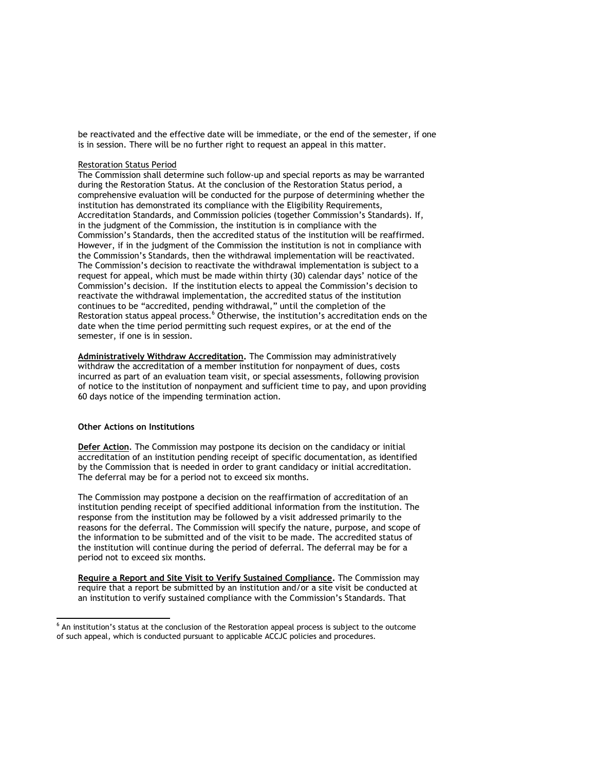be reactivated and the effective date will be immediate, or the end of the semester, if one is in session. There will be no further right to request an appeal in this matter.

Restoration Status Period

The Commission shall determine such follow-up and special reports as may be warranted during the Restoration Status. At the conclusion of the Restoration Status period, a comprehensive evaluation will be conducted for the purpose of determining whether the institution has demonstrated its compliance with the Eligibility Requirements, Accreditation Standards, and Commission policies (together Commission's Standards). If, in the judgment of the Commission, the institution is in compliance with the Commission's Standards, then the accredited status of the institution will be reaffirmed. However, if in the judgment of the Commission the institution is not in compliance with the Commission's Standards, then the withdrawal implementation will be reactivated. The Commission's decision to reactivate the withdrawal implementation is subject to a request for appeal, which must be made within thirty (30) calendar days' notice of the Commission's decision. If the institution elects to appeal the Commission's decision to reactivate the withdrawal implementation, the accredited status of the institution continues to be "accredited, pending withdrawal," until the completion of the Restoration status appeal process.[6] Otherwise, the institution's accreditation ends on the date when the time period permitting such request expires, or at the end of the semester, if one is in session.

**Administratively Withdraw Accreditation.** The Commission may administratively withdraw the accreditation of a member institution for nonpayment of dues, costs incurred as part of an evaluation team visit, or special assessments, following provision of notice to the institution of nonpayment and sufficient time to pay, and upon providing 60 days notice of the impending termination action.

**Other Actions on Institutions**

**Defer Action.** The Commission may postpone its decision on the candidacy or initial accreditation of an institution pending receipt of specific documentation, as identified by the Commission that is needed in order to grant candidacy or initial accreditation. The deferral may be for a period not to exceed six months.

The Commission may postpone a decision on the reaffirmation of accreditation of an institution pending receipt of specified additional information from the institution. The response from the institution may be followed by a visit addressed primarily to the reasons for the deferral. The Commission will specify the nature, purpose, and scope of the information to be submitted and of the visit to be made. The accredited status of the institution will continue during the period of deferral. The deferral may be for a period not to exceed six months.

**Require a Report and Site Visit to Verify Sustained Compliance.** The Commission may require that a report be submitted by an institution and/or a site visit be conducted at an institution to verify sustained compliance with the Commission's Standards. That

[6] An institution's status at the conclusion of the Restoration appeal process is subject to the outcome of such appeal, which is conducted pursuant to applicable ACCJC policies and procedures.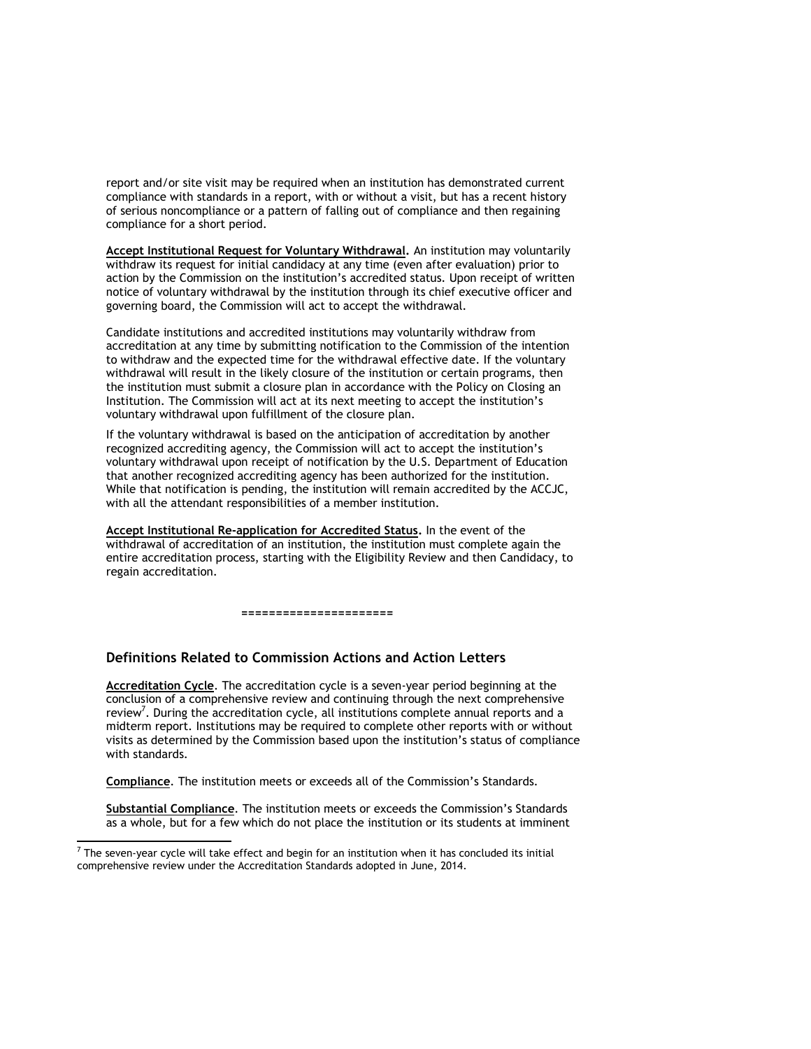report and/or site visit may be required when an institution has demonstrated current compliance with standards in a report, with or without a visit, but has a recent history of serious noncompliance or a pattern of falling out of compliance and then regaining compliance for a short period.

**Accept Institutional Request for Voluntary Withdrawal.** An institution may voluntarily withdraw its request for initial candidacy at any time (even after evaluation) prior to action by the Commission on the institution's accredited status. Upon receipt of written notice of voluntary withdrawal by the institution through its chief executive officer and governing board, the Commission will act to accept the withdrawal.

Candidate institutions and accredited institutions may voluntarily withdraw from accreditation at any time by submitting notification to the Commission of the intention to withdraw and the expected time for the withdrawal effective date. If the voluntary withdrawal will result in the likely closure of the institution or certain programs, then the institution must submit a closure plan in accordance with the Policy on Closing an Institution. The Commission will act at its next meeting to accept the institution's voluntary withdrawal upon fulfillment of the closure plan.

If the voluntary withdrawal is based on the anticipation of accreditation by another recognized accrediting agency, the Commission will act to accept the institution's voluntary withdrawal upon receipt of notification by the U.S. Department of Education that another recognized accrediting agency has been authorized for the institution. While that notification is pending, the institution will remain accredited by the ACCJC, with all the attendant responsibilities of a member institution.

**Accept Institutional Re-application for Accredited Status.** In the event of the withdrawal of accreditation of an institution, the institution must complete again the entire accreditation process, starting with the Eligibility Review and then Candidacy, to regain accreditation.

======================

## Definitions Related to Commission Actions and Action Letters

**Accreditation Cycle**. The accreditation cycle is a seven-year period beginning at the conclusion of a comprehensive review and continuing through the next comprehensive review[7]. During the accreditation cycle, all institutions complete annual reports and a midterm report. Institutions may be required to complete other reports with or without visits as determined by the Commission based upon the institution's status of compliance with standards.

**Compliance**. The institution meets or exceeds all of the Commission's Standards.

**Substantial Compliance**. The institution meets or exceeds the Commission's Standards as a whole, but for a few which do not place the institution or its students at imminent

[7] The seven-year cycle will take effect and begin for an institution when it has concluded its initial comprehensive review under the Accreditation Standards adopted in June, 2014.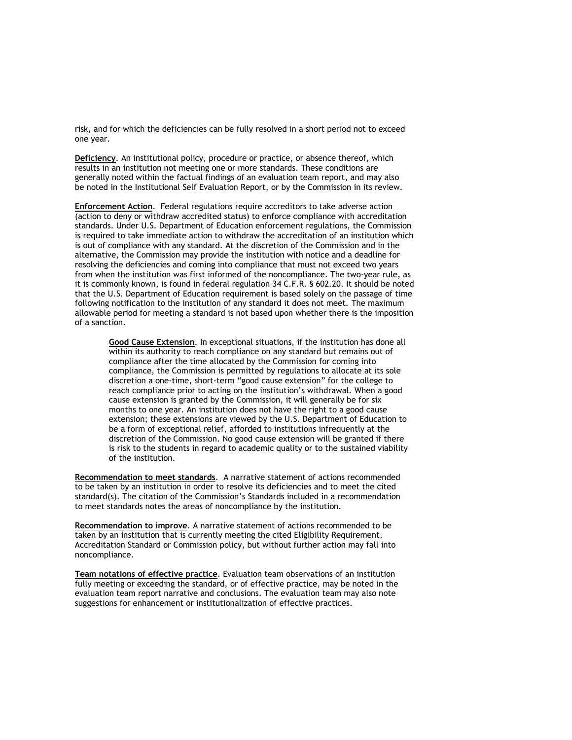risk, and for which the deficiencies can be fully resolved in a short period not to exceed one year.

**Deficiency**. An institutional policy, procedure or practice, or absence thereof, which results in an institution not meeting one or more standards. These conditions are generally noted within the factual findings of an evaluation team report, and may also be noted in the Institutional Self Evaluation Report, or by the Commission in its review.

**Enforcement Action**. Federal regulations require accreditors to take adverse action (action to deny or withdraw accredited status) to enforce compliance with accreditation standards. Under U.S. Department of Education enforcement regulations, the Commission is required to take immediate action to withdraw the accreditation of an institution which is out of compliance with any standard. At the discretion of the Commission and in the alternative, the Commission may provide the institution with notice and a deadline for resolving the deficiencies and coming into compliance that must not exceed two years from when the institution was first informed of the noncompliance. The two-year rule, as it is commonly known, is found in federal regulation 34 C.F.R. § 602.20. It should be noted that the U.S. Department of Education requirement is based solely on the passage of time following notification to the institution of any standard it does not meet. The maximum allowable period for meeting a standard is not based upon whether there is the imposition of a sanction.

> **Good Cause Extension**. In exceptional situations, if the institution has done all within its authority to reach compliance on any standard but remains out of compliance after the time allocated by the Commission for coming into compliance, the Commission is permitted by regulations to allocate at its sole discretion a one-time, short-term "good cause extension" for the college to reach compliance prior to acting on the institution's withdrawal. When a good cause extension is granted by the Commission, it will generally be for six months to one year. An institution does not have the right to a good cause extension; these extensions are viewed by the U.S. Department of Education to be a form of exceptional relief, afforded to institutions infrequently at the discretion of the Commission. No good cause extension will be granted if there is risk to the students in regard to academic quality or to the sustained viability of the institution.

**Recommendation to meet standards**. A narrative statement of actions recommended to be taken by an institution in order to resolve its deficiencies and to meet the cited standard(s). The citation of the Commission's Standards included in a recommendation to meet standards notes the areas of noncompliance by the institution.

**Recommendation to improve**. A narrative statement of actions recommended to be taken by an institution that is currently meeting the cited Eligibility Requirement, Accreditation Standard or Commission policy, but without further action may fall into noncompliance.

**Team notations of effective practice**. Evaluation team observations of an institution fully meeting or exceeding the standard, or of effective practice, may be noted in the evaluation team report narrative and conclusions. The evaluation team may also note suggestions for enhancement or institutionalization of effective practices.